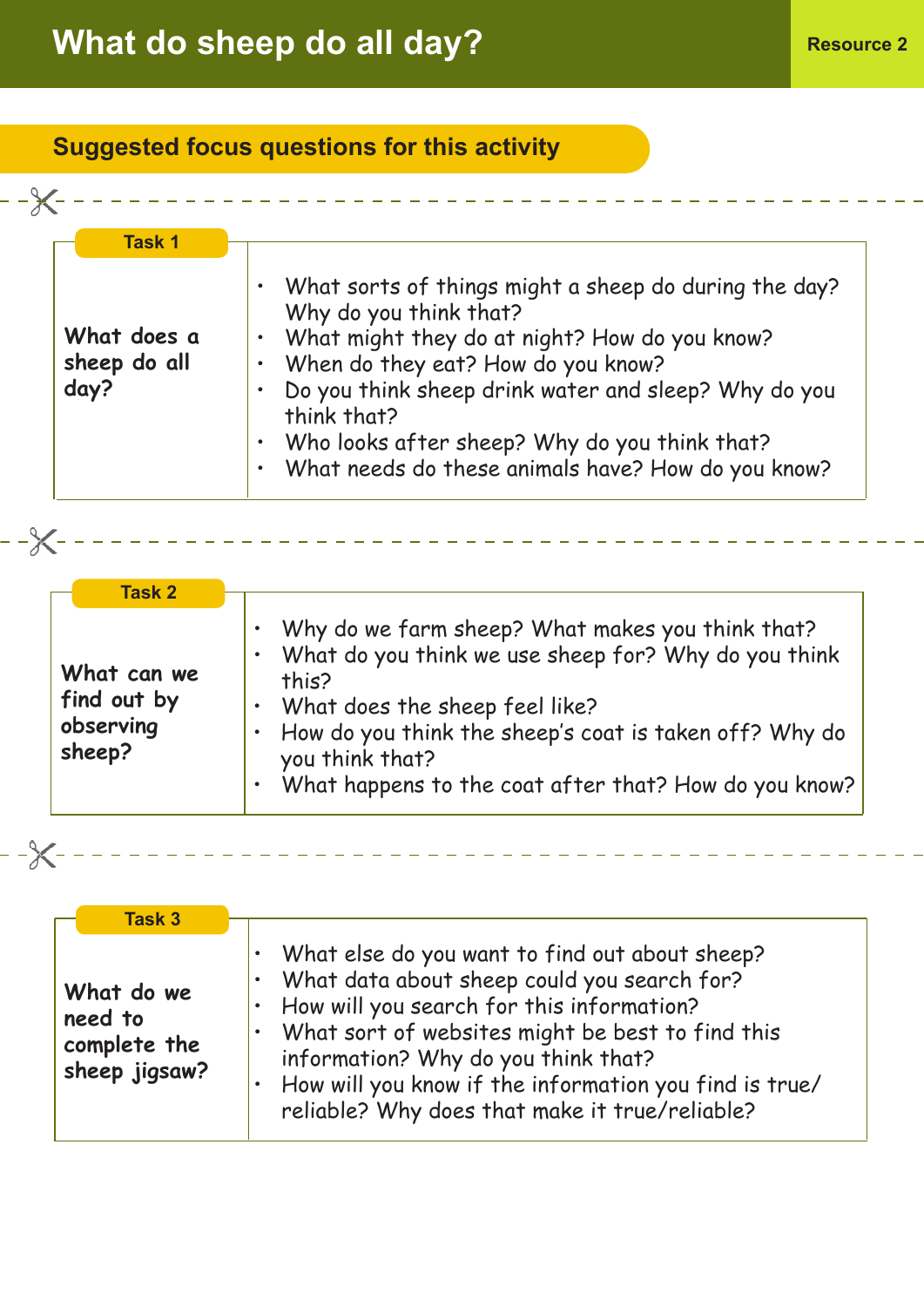# What do sheep do all day?

Resource 2

## Suggested focus questions for this activity

| Task 1 | |
| --- | --- |
| **What does a sheep do all day?** | • What sorts of things might a sheep do during the day? Why do you think that?<br>• What might they do at night? How do you know?<br>• When do they eat? How do you know?<br>• Do you think sheep drink water and sleep? Why do you think that?<br>• Who looks after sheep? Why do you think that?<br>• What needs do these animals have? How do you know? |

| Task 2 | |
| --- | --- |
| **What can we find out by observing sheep?** | • Why do we farm sheep? What makes you think that?<br>• What do you think we use sheep for? Why do you think this?<br>• What does the sheep feel like?<br>• How do you think the sheep's coat is taken off? Why do you think that?<br>• What happens to the coat after that? How do you know? |

| Task 3 | |
| --- | --- |
| **What do we need to complete the sheep jigsaw?** | • What else do you want to find out about sheep?<br>• What data about sheep could you search for?<br>• How will you search for this information?<br>• What sort of websites might be best to find this information? Why do you think that?<br>• How will you know if the information you find is true/reliable? Why does that make it true/reliable? |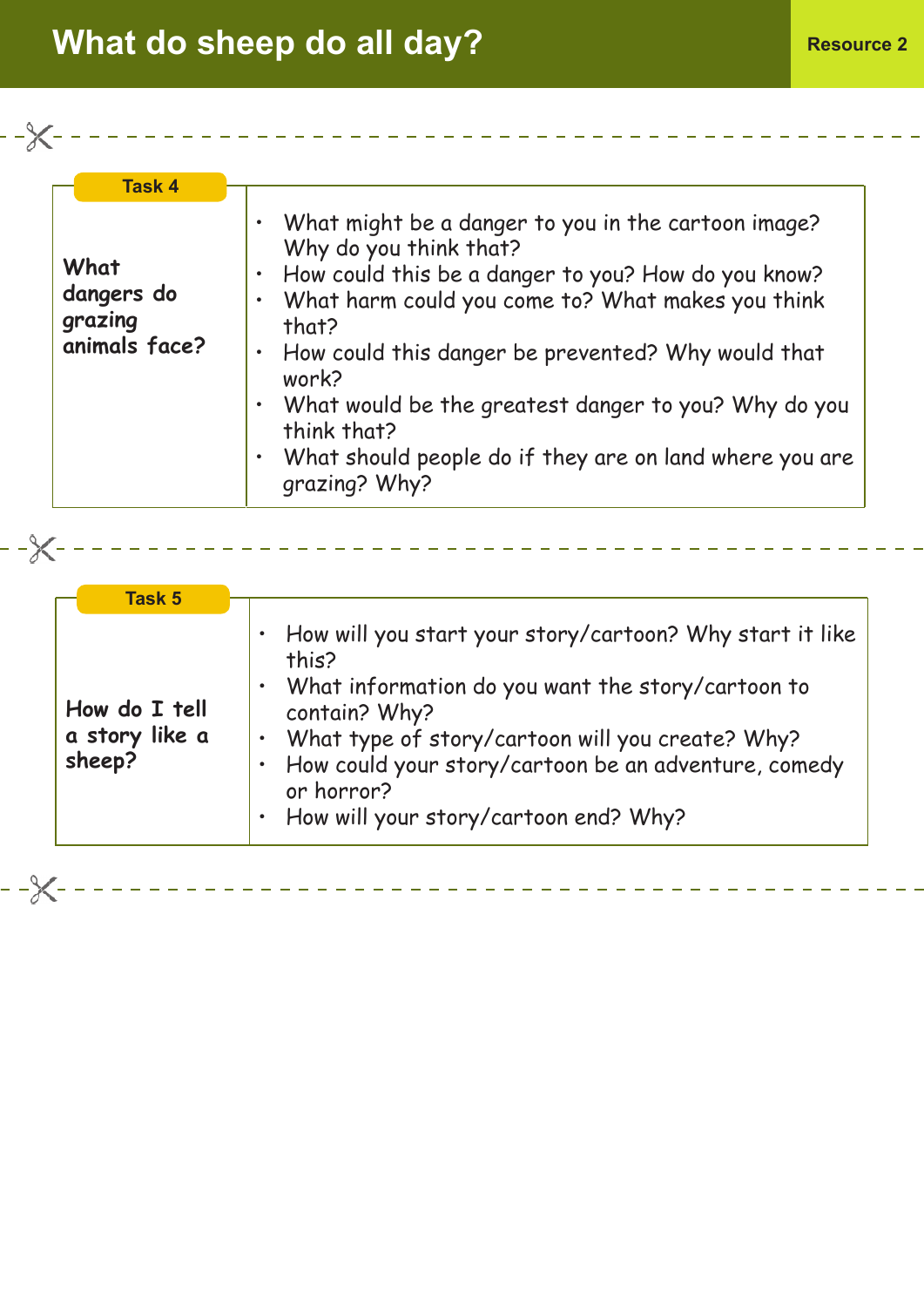# What do sheep do all day?

Resource 2

| | |
|---|---|
| **Task 4**<br><br>What dangers do grazing animals face? | • What might be a danger to you in the cartoon image? Why do you think that?<br>• How could this be a danger to you? How do you know?<br>• What harm could you come to? What makes you think that?<br>• How could this danger be prevented? Why would that work?<br>• What would be the greatest danger to you? Why do you think that?<br>• What should people do if they are on land where you are grazing? Why? |

| | |
|---|---|
| **Task 5**<br><br>How do I tell a story like a sheep? | • How will you start your story/cartoon? Why start it like this?<br>• What information do you want the story/cartoon to contain? Why?<br>• What type of story/cartoon will you create? Why?<br>• How could your story/cartoon be an adventure, comedy or horror?<br>• How will your story/cartoon end? Why? |